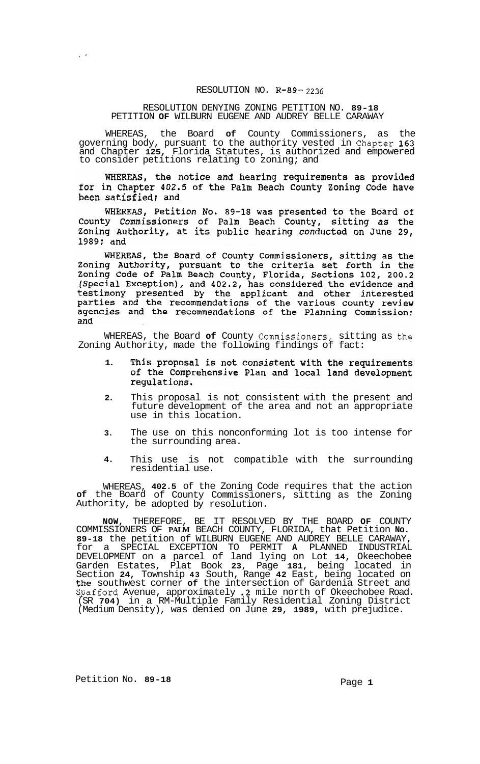# RESOLUTION NO. R-89-2236

## RESOLUTION DENYING ZONING PETITION NO. 89-18
## PETITION OF WILBURN EUGENE AND AUDREY BELLE CARAWAY

WHEREAS, the Board of County Commissioners, as the governing body, pursuant to the authority vested in Chapter 163 and Chapter 125, Florida Statutes, is authorized and empowered to consider petitions relating to zoning; and

WHEREAS, the notice and hearing requirements as provided for in Chapter 402.5 of the Palm Beach County Zoning Code have been satisfied; and

WHEREAS, Petition No. 89-18 was presented to the Board of County Commissioners of Palm Beach County, sitting as the Zoning Authority, at its public hearing conducted on June 29, 1989; and

WHEREAS, the Board of County Commissioners, sitting as the Zoning Authority, pursuant to the criteria set forth in the Zoning Code of Palm Beach County, Florida, Sections 102, 200.2 (Special Exception), and 402.2, has considered the evidence and testimony presented by the applicant and other interested parties and the recommendations of the various county review agencies and the recommendations of the Planning Commission; and

WHEREAS, the Board of County Commissioners, sitting as the Zoning Authority, made the following findings of fact:

1. This proposal is not consistent with the requirements of the Comprehensive Plan and local land development regulations.

2. This proposal is not consistent with the present and future development of the area and not an appropriate use in this location.

3. The use on this nonconforming lot is too intense for the surrounding area.

4. This use is not compatible with the surrounding residential use.

WHEREAS, 402.5 of the Zoning Code requires that the action of the Board of County Commissioners, sitting as the Zoning Authority, be adopted by resolution.

NOW, THEREFORE, BE IT RESOLVED BY THE BOARD OF COUNTY COMMISSIONERS OF PALM BEACH COUNTY, FLORIDA, that Petition No. 89-18 the petition of WILBURN EUGENE AND AUDREY BELLE CARAWAY, for a SPECIAL EXCEPTION TO PERMIT A PLANNED INDUSTRIAL DEVELOPMENT on a parcel of land lying on Lot 14, Okeechobee Garden Estates, Plat Book 23, Page 181, being located in Section 24, Township 43 South, Range 42 East, being located on the southwest corner of the intersection of Gardenia Street and Spafford Avenue, approximately .2 mile north of Okeechobee Road. (SR 704) in a RM-Multiple Family Residential Zoning District (Medium Density), was denied on June 29, 1989, with prejudice.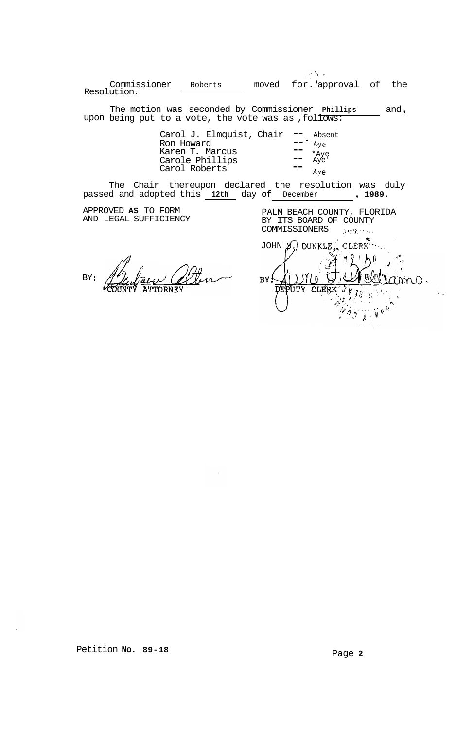Commissioner Roberts moved for approval of the Resolution.

The motion was seconded by Commissioner **Phillips** and, upon being put to a vote, the vote was as follows:

| | | |
|---|---|---|
| Carol J. Elmquist, Chair | -- | Absent |
| Ron Howard | -- | Aye |
| Karen T. Marcus | -- | Aye |
| Carole Phillips | -- | Aye |
| Carol Roberts | -- | Aye |

The Chair thereupon declared the resolution was duly passed and adopted this **12th** day **of** December **, 1989**.

APPROVED **AS** TO FORM
AND LEGAL SUFFICIENCY

BY: COUNTY ATTORNEY

PALM BEACH COUNTY, FLORIDA
BY ITS BOARD OF COUNTY
COMMISSIONERS

JOHN B. DUNKLE, CLERK

BY: DEPUTY CLERK

Petition **No. 89-18**